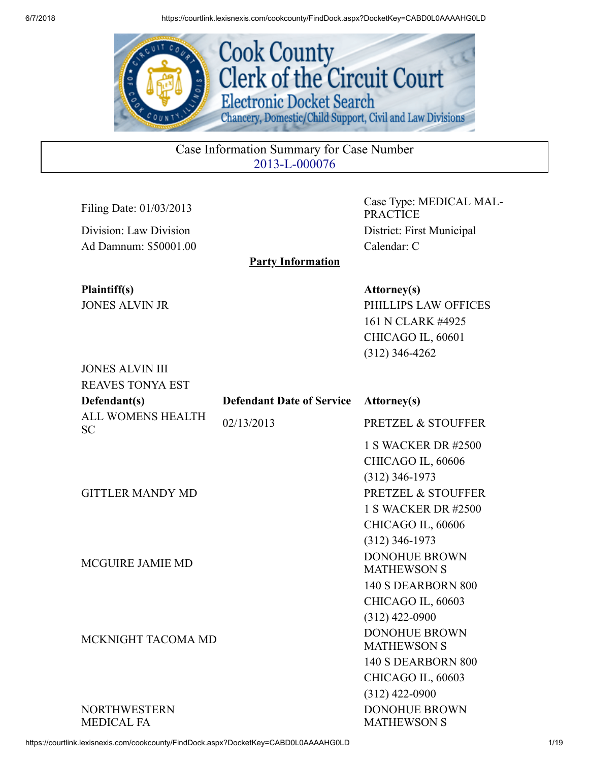# Cook County Clerk of the Circuit Court

## Electronic Docket Search

### Chancery, Domestic/Child Support, Civil and Law Divisions

**Case Information Summary for Case Number 2013-L-000076**

Filing Date: 01/03/2013

Division: Law Division

Ad Damnum: $50001.00

Case Type: MEDICAL MAL-PRACTICE

District: First Municipal

Calendar: C

**Party Information**

| Plaintiff(s) | | Attorney(s) |
|---|---|---|
| JONES ALVIN JR | | PHILLIPS LAW OFFICES<br>161 N CLARK #4925<br>CHICAGO IL, 60601<br>(312) 346-4262 |
| JONES ALVIN III | | |
| REAVES TONYA EST | | |

| Defendant(s) | Defendant Date of Service | Attorney(s) |
|---|---|---|
| ALL WOMENS HEALTH SC | 02/13/2013 | PRETZEL & STOUFFER<br>1 S WACKER DR #2500<br>CHICAGO IL, 60606<br>(312) 346-1973 |
| GITTLER MANDY MD | | PRETZEL & STOUFFER<br>1 S WACKER DR #2500<br>CHICAGO IL, 60606<br>(312) 346-1973 |
| MCGUIRE JAMIE MD | | DONOHUE BROWN MATHEWSON S<br>140 S DEARBORN 800<br>CHICAGO IL, 60603<br>(312) 422-0900 |
| MCKNIGHT TACOMA MD | | DONOHUE BROWN MATHEWSON S<br>140 S DEARBORN 800<br>CHICAGO IL, 60603<br>(312) 422-0900 |
| NORTHWESTERN MEDICAL FA | | DONOHUE BROWN MATHEWSON S |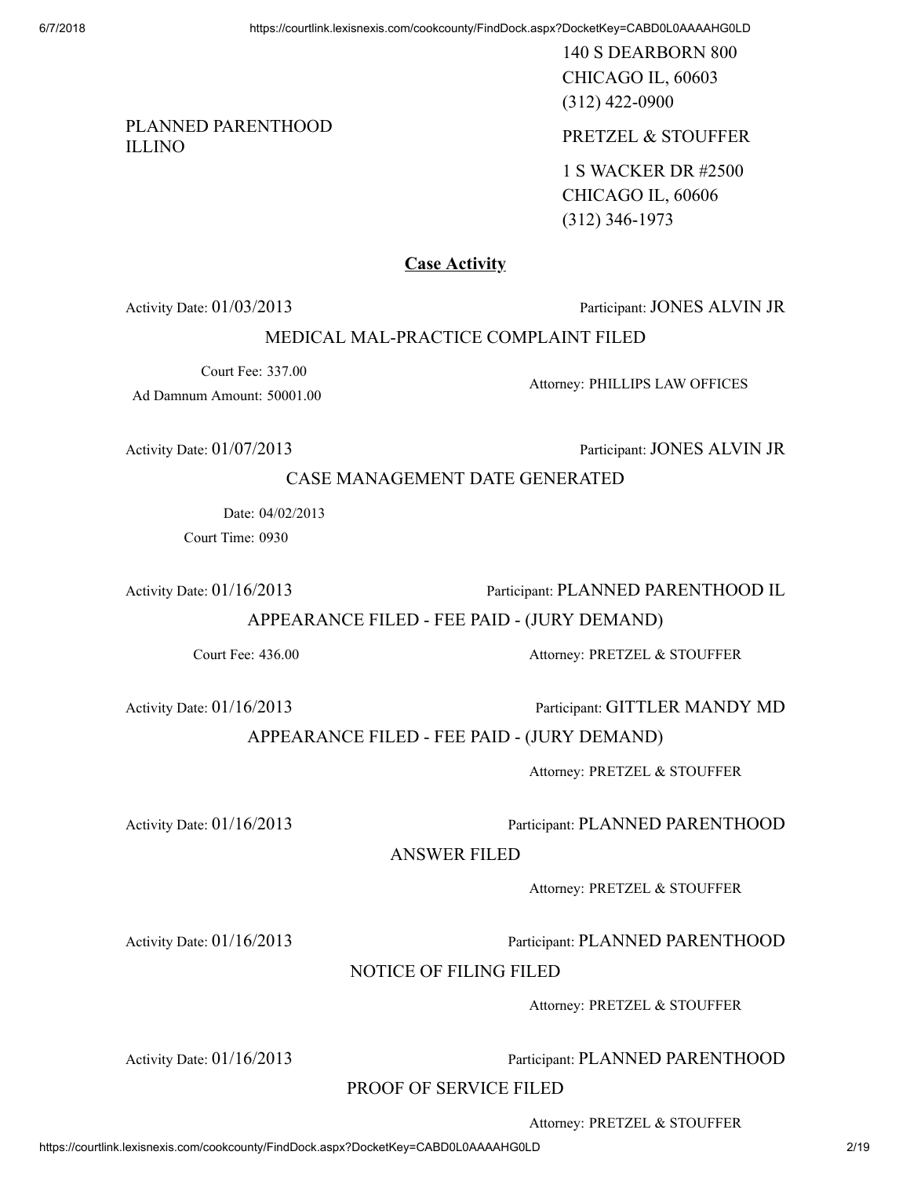PLANNED PARENTHOOD ILLINO

140 S DEARBORN 800
CHICAGO IL, 60603
(312) 422-0900

PRETZEL & STOUFFER

1 S WACKER DR #2500
CHICAGO IL, 60606
(312) 346-1973

## Case Activity

Activity Date: 01/03/2013 | Participant: JONES ALVIN JR

MEDICAL MAL-PRACTICE COMPLAINT FILED

Court Fee: 337.00
Ad Damnum Amount: 50001.00
Attorney: PHILLIPS LAW OFFICES

Activity Date: 01/07/2013 | Participant: JONES ALVIN JR

CASE MANAGEMENT DATE GENERATED

Date: 04/02/2013
Court Time: 0930

Activity Date: 01/16/2013 | Participant: PLANNED PARENTHOOD IL

APPEARANCE FILED - FEE PAID - (JURY DEMAND)

Court Fee: 436.00
Attorney: PRETZEL & STOUFFER

Activity Date: 01/16/2013 | Participant: GITTLER MANDY MD

APPEARANCE FILED - FEE PAID - (JURY DEMAND)

Attorney: PRETZEL & STOUFFER

Activity Date: 01/16/2013 | Participant: PLANNED PARENTHOOD

ANSWER FILED

Attorney: PRETZEL & STOUFFER

Activity Date: 01/16/2013 | Participant: PLANNED PARENTHOOD

NOTICE OF FILING FILED

Attorney: PRETZEL & STOUFFER

Activity Date: 01/16/2013 | Participant: PLANNED PARENTHOOD

PROOF OF SERVICE FILED

Attorney: PRETZEL & STOUFFER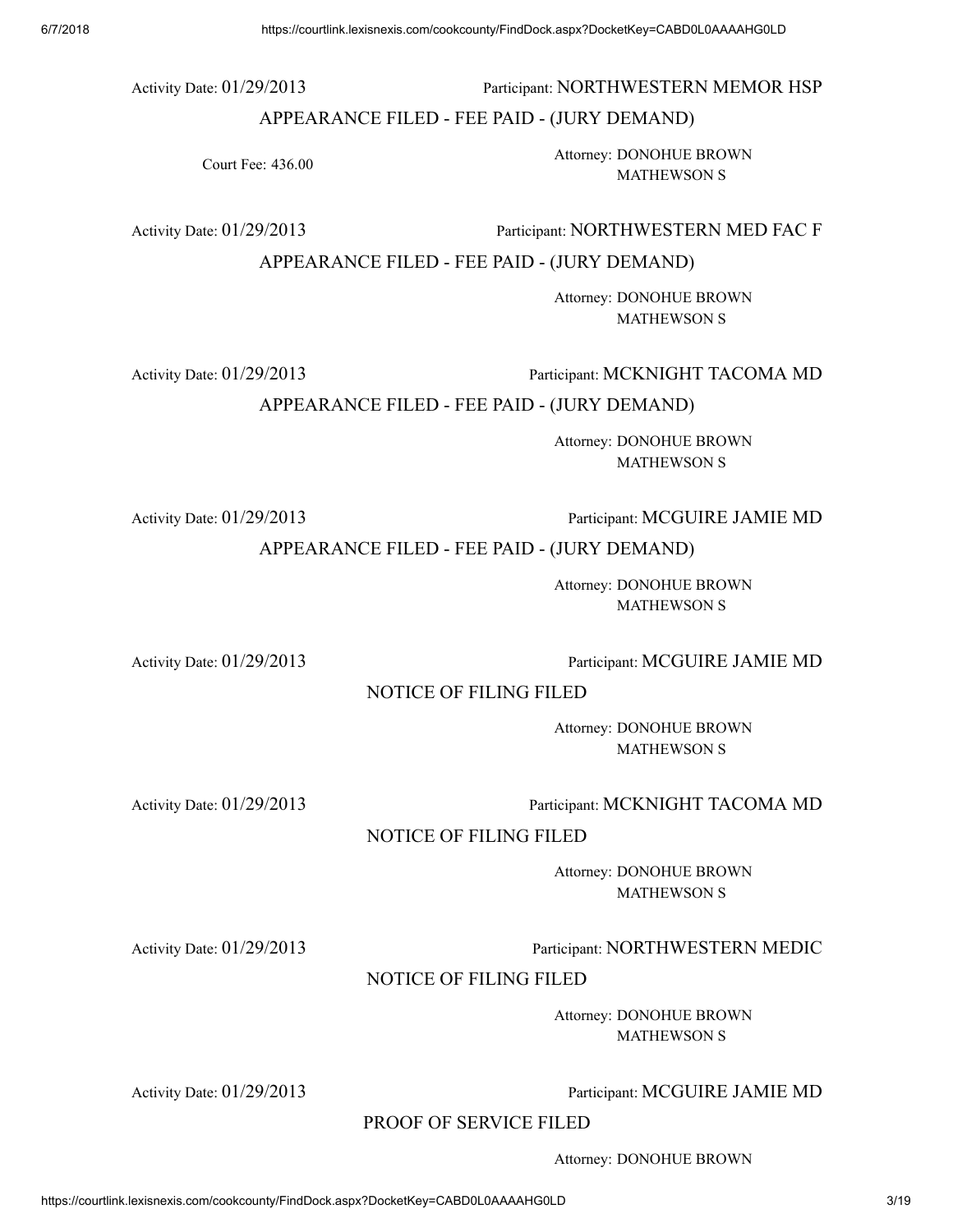Activity Date: 01/29/2013 Participant: NORTHWESTERN MEMOR HSP

APPEARANCE FILED - FEE PAID - (JURY DEMAND)

Court Fee: 436.00

Attorney: DONOHUE BROWN MATHEWSON S

Activity Date: 01/29/2013 Participant: NORTHWESTERN MED FAC F

APPEARANCE FILED - FEE PAID - (JURY DEMAND)

Attorney: DONOHUE BROWN MATHEWSON S

Activity Date: 01/29/2013 Participant: MCKNIGHT TACOMA MD

APPEARANCE FILED - FEE PAID - (JURY DEMAND)

Attorney: DONOHUE BROWN MATHEWSON S

Activity Date: 01/29/2013 Participant: MCGUIRE JAMIE MD

APPEARANCE FILED - FEE PAID - (JURY DEMAND)

Attorney: DONOHUE BROWN MATHEWSON S

Activity Date: 01/29/2013 Participant: MCGUIRE JAMIE MD

NOTICE OF FILING FILED

Attorney: DONOHUE BROWN MATHEWSON S

Activity Date: 01/29/2013 Participant: MCKNIGHT TACOMA MD

NOTICE OF FILING FILED

Attorney: DONOHUE BROWN MATHEWSON S

Activity Date: 01/29/2013 Participant: NORTHWESTERN MEDIC

NOTICE OF FILING FILED

Attorney: DONOHUE BROWN MATHEWSON S

Activity Date: 01/29/2013 Participant: MCGUIRE JAMIE MD

PROOF OF SERVICE FILED

Attorney: DONOHUE BROWN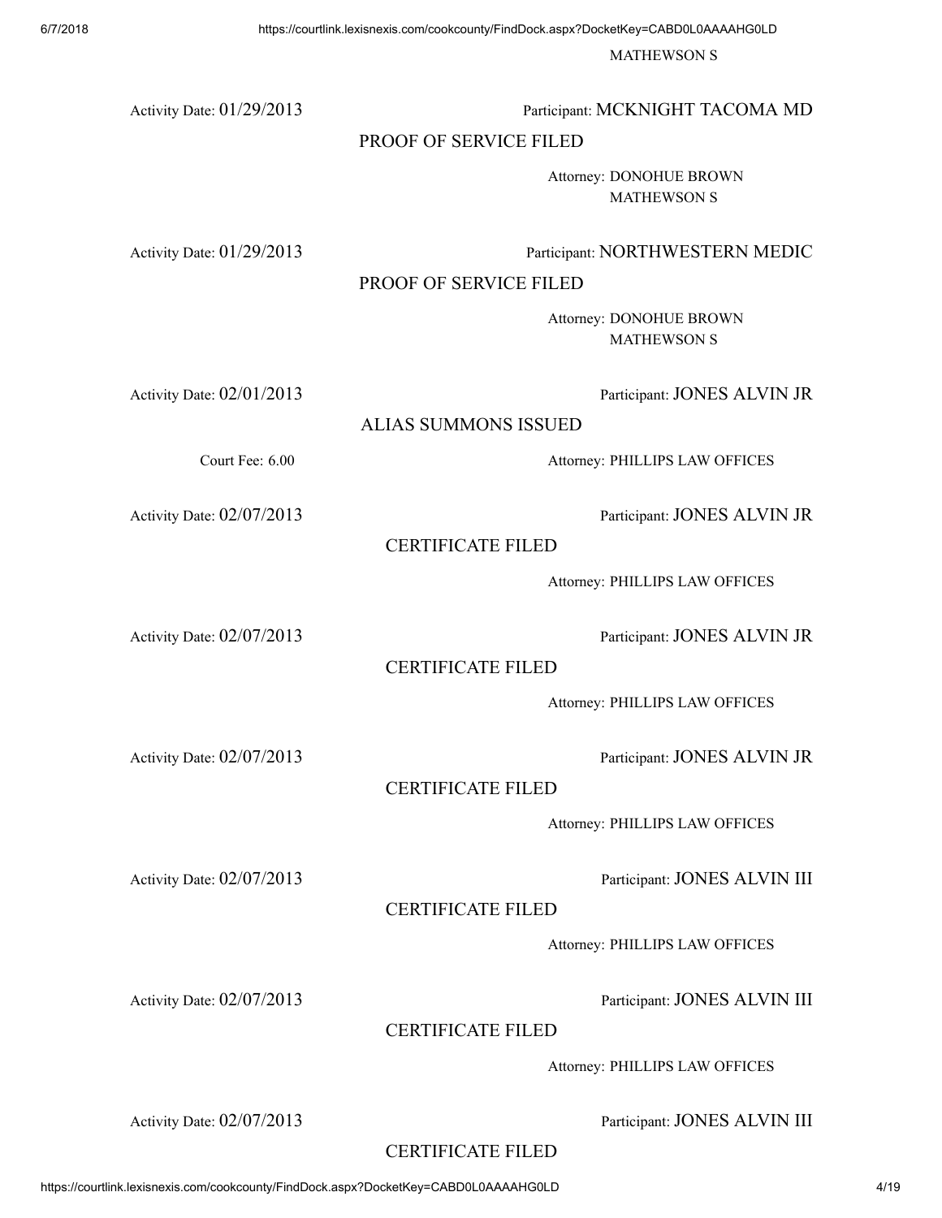MATHEWSON S

Activity Date: 01/29/2013 Participant: MCKNIGHT TACOMA MD

PROOF OF SERVICE FILED

Attorney: DONOHUE BROWN
MATHEWSON S

Activity Date: 01/29/2013 Participant: NORTHWESTERN MEDIC

PROOF OF SERVICE FILED

Attorney: DONOHUE BROWN
MATHEWSON S

Activity Date: 02/01/2013 Participant: JONES ALVIN JR

ALIAS SUMMONS ISSUED

Court Fee: 6.00 Attorney: PHILLIPS LAW OFFICES

Activity Date: 02/07/2013 Participant: JONES ALVIN JR

CERTIFICATE FILED

Attorney: PHILLIPS LAW OFFICES

Activity Date: 02/07/2013 Participant: JONES ALVIN JR

CERTIFICATE FILED

Attorney: PHILLIPS LAW OFFICES

Activity Date: 02/07/2013 Participant: JONES ALVIN JR

CERTIFICATE FILED

Attorney: PHILLIPS LAW OFFICES

Activity Date: 02/07/2013 Participant: JONES ALVIN III

CERTIFICATE FILED

Attorney: PHILLIPS LAW OFFICES

Activity Date: 02/07/2013 Participant: JONES ALVIN III

CERTIFICATE FILED

Attorney: PHILLIPS LAW OFFICES

Activity Date: 02/07/2013 Participant: JONES ALVIN III

CERTIFICATE FILED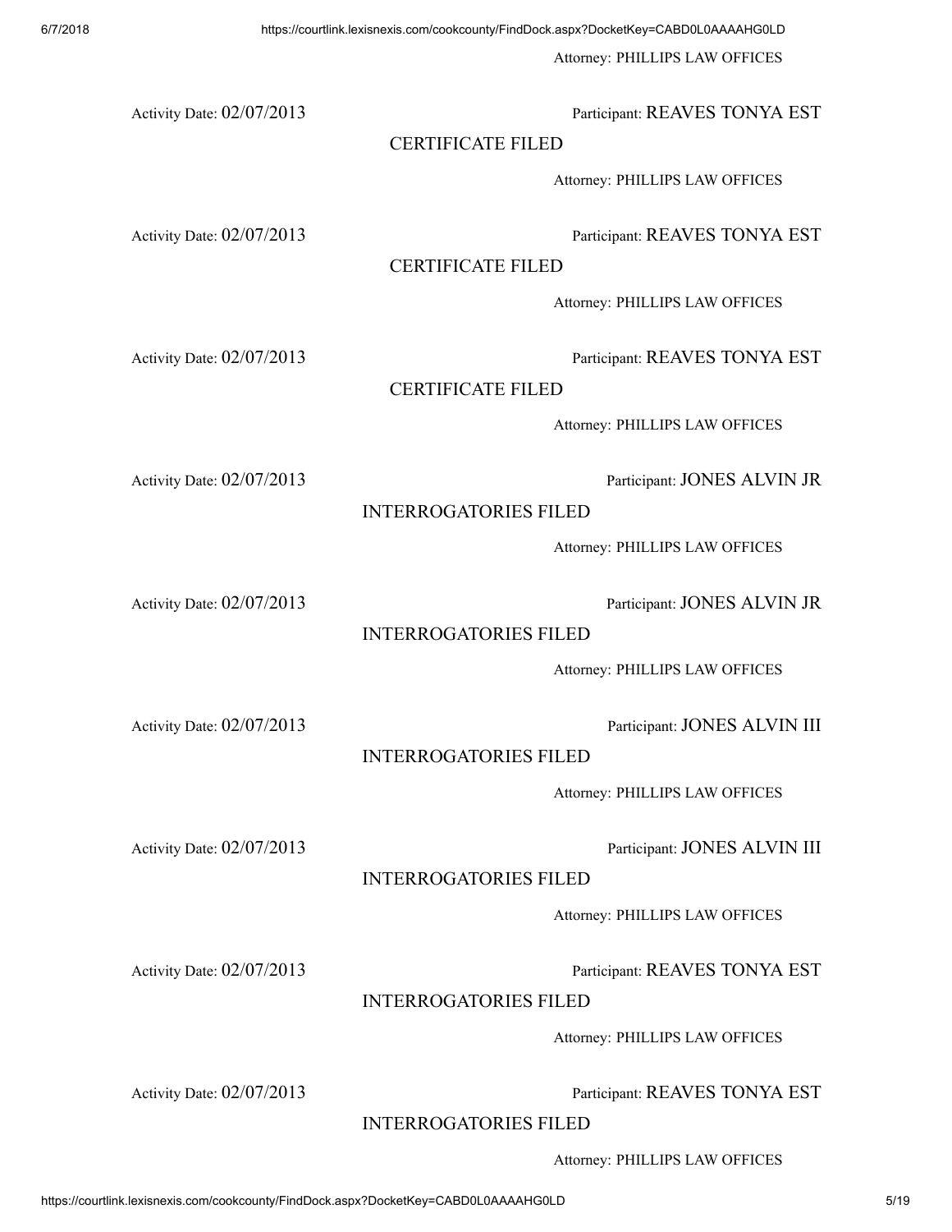Attorney: PHILLIPS LAW OFFICES

Activity Date: 02/07/2013

Participant: REAVES TONYA EST

CERTIFICATE FILED

Attorney: PHILLIPS LAW OFFICES

Activity Date: 02/07/2013

Participant: REAVES TONYA EST

CERTIFICATE FILED

Attorney: PHILLIPS LAW OFFICES

Activity Date: 02/07/2013

Participant: REAVES TONYA EST

CERTIFICATE FILED

Attorney: PHILLIPS LAW OFFICES

Activity Date: 02/07/2013

Participant: JONES ALVIN JR

INTERROGATORIES FILED

Attorney: PHILLIPS LAW OFFICES

Activity Date: 02/07/2013

Participant: JONES ALVIN JR

INTERROGATORIES FILED

Attorney: PHILLIPS LAW OFFICES

Activity Date: 02/07/2013

Participant: JONES ALVIN III

INTERROGATORIES FILED

Attorney: PHILLIPS LAW OFFICES

Activity Date: 02/07/2013

Participant: JONES ALVIN III

INTERROGATORIES FILED

Attorney: PHILLIPS LAW OFFICES

Activity Date: 02/07/2013

Participant: REAVES TONYA EST

INTERROGATORIES FILED

Attorney: PHILLIPS LAW OFFICES

Activity Date: 02/07/2013

Participant: REAVES TONYA EST

INTERROGATORIES FILED

Attorney: PHILLIPS LAW OFFICES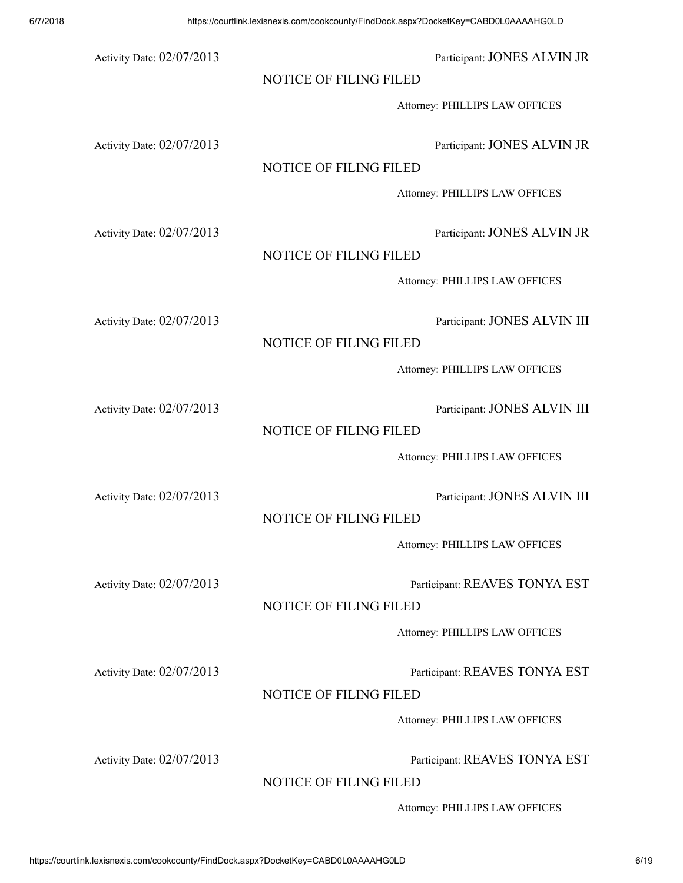Activity Date: 02/07/2013 Participant: JONES ALVIN JR

NOTICE OF FILING FILED

Attorney: PHILLIPS LAW OFFICES

Activity Date: 02/07/2013 Participant: JONES ALVIN JR

NOTICE OF FILING FILED

Attorney: PHILLIPS LAW OFFICES

Activity Date: 02/07/2013 Participant: JONES ALVIN JR

NOTICE OF FILING FILED

Attorney: PHILLIPS LAW OFFICES

Activity Date: 02/07/2013 Participant: JONES ALVIN III

NOTICE OF FILING FILED

Attorney: PHILLIPS LAW OFFICES

Activity Date: 02/07/2013 Participant: JONES ALVIN III

NOTICE OF FILING FILED

Attorney: PHILLIPS LAW OFFICES

Activity Date: 02/07/2013 Participant: JONES ALVIN III

NOTICE OF FILING FILED

Attorney: PHILLIPS LAW OFFICES

Activity Date: 02/07/2013 Participant: REAVES TONYA EST

NOTICE OF FILING FILED

Attorney: PHILLIPS LAW OFFICES

Activity Date: 02/07/2013 Participant: REAVES TONYA EST

NOTICE OF FILING FILED

Attorney: PHILLIPS LAW OFFICES

Activity Date: 02/07/2013 Participant: REAVES TONYA EST

NOTICE OF FILING FILED

Attorney: PHILLIPS LAW OFFICES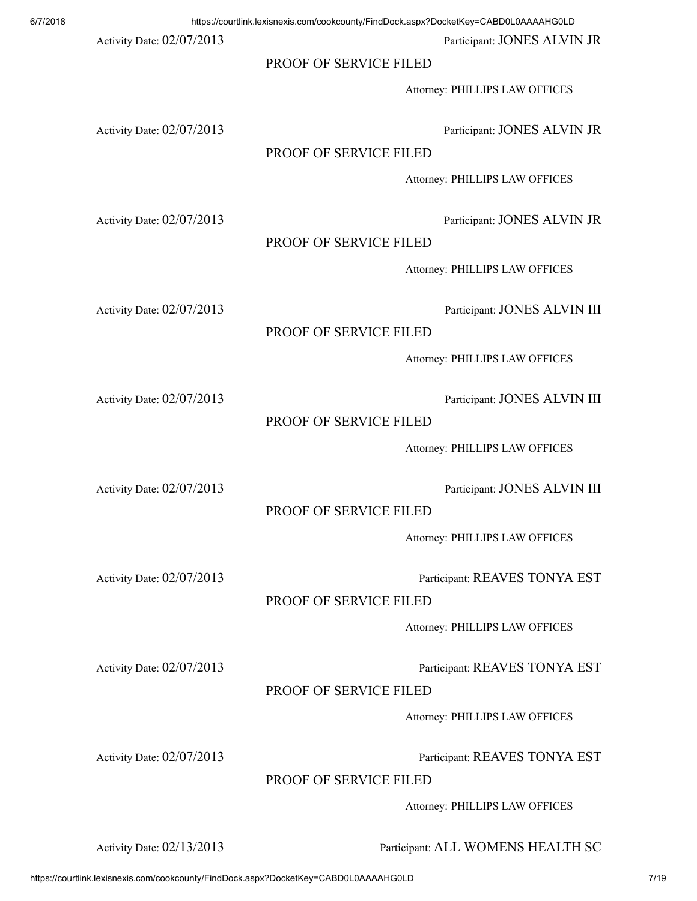Activity Date: 02/07/2013 Participant: JONES ALVIN JR

PROOF OF SERVICE FILED

Attorney: PHILLIPS LAW OFFICES

Activity Date: 02/07/2013 Participant: JONES ALVIN JR

PROOF OF SERVICE FILED

Attorney: PHILLIPS LAW OFFICES

Activity Date: 02/07/2013 Participant: JONES ALVIN JR

PROOF OF SERVICE FILED

Attorney: PHILLIPS LAW OFFICES

Activity Date: 02/07/2013 Participant: JONES ALVIN III

PROOF OF SERVICE FILED

Attorney: PHILLIPS LAW OFFICES

Activity Date: 02/07/2013 Participant: JONES ALVIN III

PROOF OF SERVICE FILED

Attorney: PHILLIPS LAW OFFICES

Activity Date: 02/07/2013 Participant: JONES ALVIN III

PROOF OF SERVICE FILED

Attorney: PHILLIPS LAW OFFICES

Activity Date: 02/07/2013 Participant: REAVES TONYA EST

PROOF OF SERVICE FILED

Attorney: PHILLIPS LAW OFFICES

Activity Date: 02/07/2013 Participant: REAVES TONYA EST

PROOF OF SERVICE FILED

Attorney: PHILLIPS LAW OFFICES

Activity Date: 02/07/2013 Participant: REAVES TONYA EST

PROOF OF SERVICE FILED

Attorney: PHILLIPS LAW OFFICES

Activity Date: 02/13/2013 Participant: ALL WOMENS HEALTH SC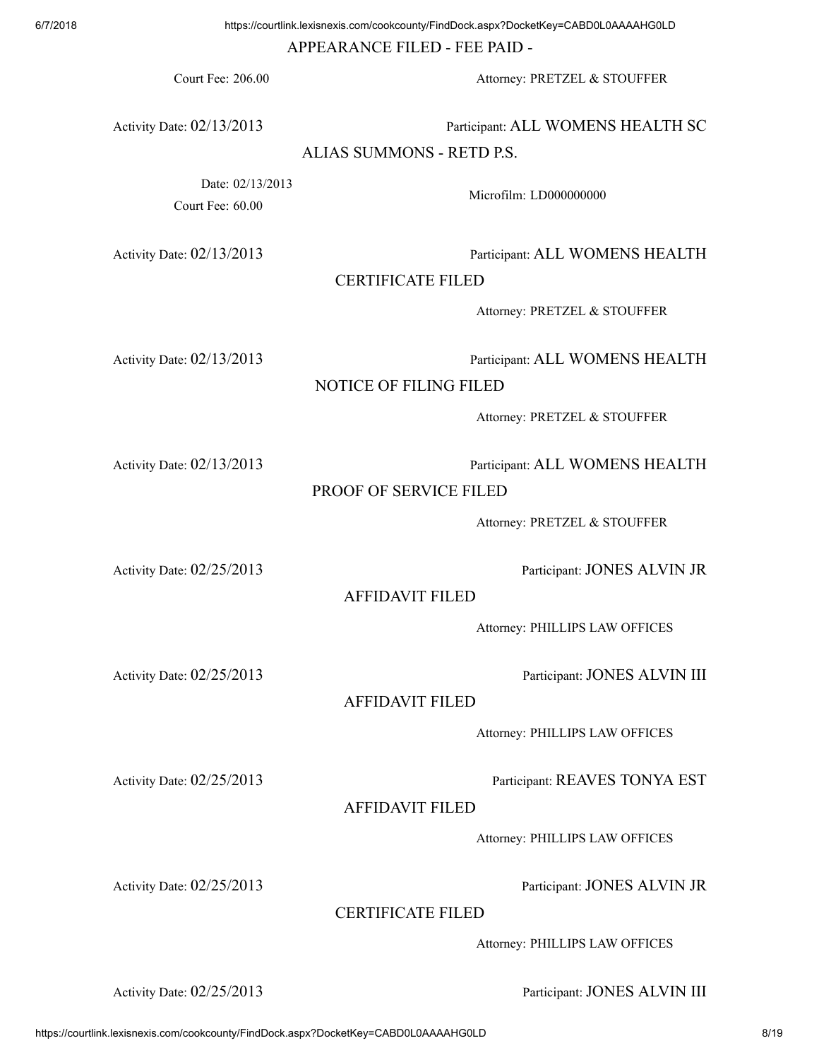APPEARANCE FILED - FEE PAID -

Court Fee: 206.00 | Attorney: PRETZEL & STOUFFER

Activity Date: 02/13/2013 | Participant: ALL WOMENS HEALTH SC

ALIAS SUMMONS - RETD P.S.

Date: 02/13/2013
Court Fee: 60.00 | Microfilm: LD000000000

Activity Date: 02/13/2013 | Participant: ALL WOMENS HEALTH

CERTIFICATE FILED

Attorney: PRETZEL & STOUFFER

Activity Date: 02/13/2013 | Participant: ALL WOMENS HEALTH

NOTICE OF FILING FILED

Attorney: PRETZEL & STOUFFER

Activity Date: 02/13/2013 | Participant: ALL WOMENS HEALTH

PROOF OF SERVICE FILED

Attorney: PRETZEL & STOUFFER

Activity Date: 02/25/2013 | Participant: JONES ALVIN JR

AFFIDAVIT FILED

Attorney: PHILLIPS LAW OFFICES

Activity Date: 02/25/2013 | Participant: JONES ALVIN III

AFFIDAVIT FILED

Attorney: PHILLIPS LAW OFFICES

Activity Date: 02/25/2013 | Participant: REAVES TONYA EST

AFFIDAVIT FILED

Attorney: PHILLIPS LAW OFFICES

Activity Date: 02/25/2013 | Participant: JONES ALVIN JR

CERTIFICATE FILED

Attorney: PHILLIPS LAW OFFICES

Activity Date: 02/25/2013 | Participant: JONES ALVIN III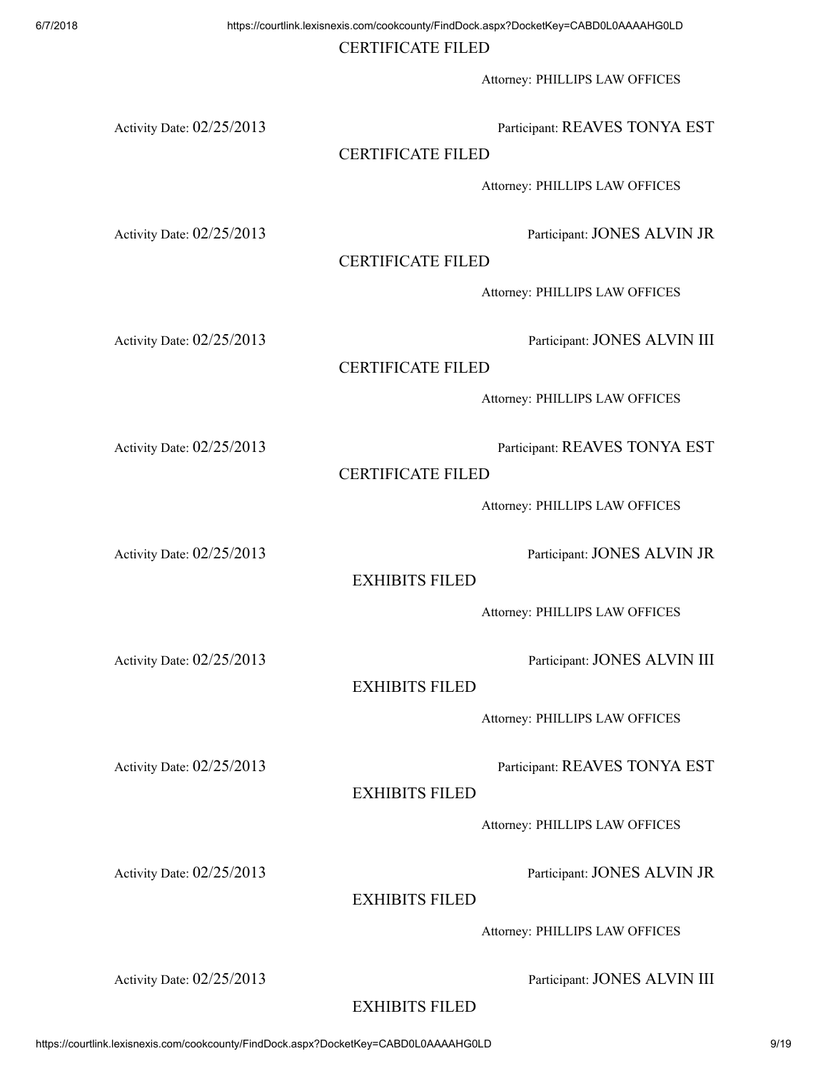CERTIFICATE FILED

Attorney: PHILLIPS LAW OFFICES

Activity Date: 02/25/2013

Participant: REAVES TONYA EST

CERTIFICATE FILED

Attorney: PHILLIPS LAW OFFICES

Activity Date: 02/25/2013

Participant: JONES ALVIN JR

CERTIFICATE FILED

Attorney: PHILLIPS LAW OFFICES

Activity Date: 02/25/2013

Participant: JONES ALVIN III

CERTIFICATE FILED

Attorney: PHILLIPS LAW OFFICES

Activity Date: 02/25/2013

Participant: REAVES TONYA EST

CERTIFICATE FILED

Attorney: PHILLIPS LAW OFFICES

Activity Date: 02/25/2013

Participant: JONES ALVIN JR

EXHIBITS FILED

Attorney: PHILLIPS LAW OFFICES

Activity Date: 02/25/2013

Participant: JONES ALVIN III

EXHIBITS FILED

Attorney: PHILLIPS LAW OFFICES

Activity Date: 02/25/2013

Participant: REAVES TONYA EST

EXHIBITS FILED

Attorney: PHILLIPS LAW OFFICES

Activity Date: 02/25/2013

Participant: JONES ALVIN JR

EXHIBITS FILED

Attorney: PHILLIPS LAW OFFICES

Activity Date: 02/25/2013

Participant: JONES ALVIN III

EXHIBITS FILED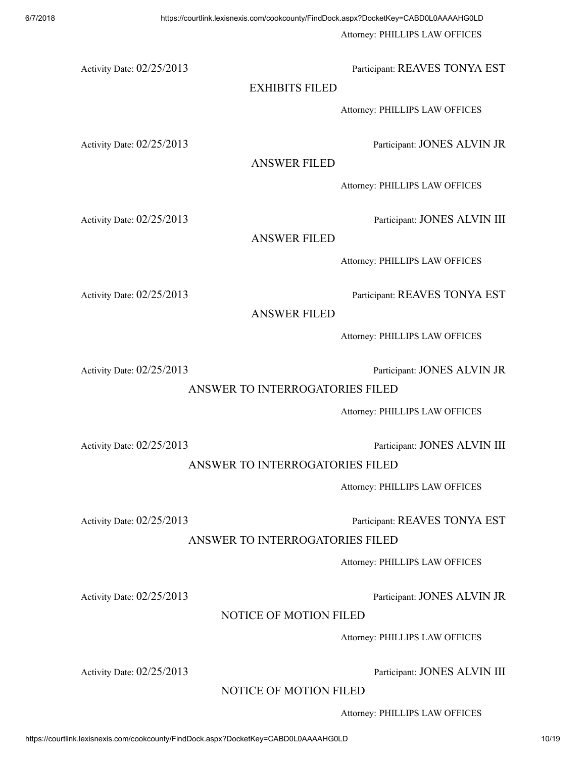Attorney: PHILLIPS LAW OFFICES

Activity Date: 02/25/2013 Participant: REAVES TONYA EST

EXHIBITS FILED

Attorney: PHILLIPS LAW OFFICES

Activity Date: 02/25/2013 Participant: JONES ALVIN JR

ANSWER FILED

Attorney: PHILLIPS LAW OFFICES

Activity Date: 02/25/2013 Participant: JONES ALVIN III

ANSWER FILED

Attorney: PHILLIPS LAW OFFICES

Activity Date: 02/25/2013 Participant: REAVES TONYA EST

ANSWER FILED

Attorney: PHILLIPS LAW OFFICES

Activity Date: 02/25/2013 Participant: JONES ALVIN JR

ANSWER TO INTERROGATORIES FILED

Attorney: PHILLIPS LAW OFFICES

Activity Date: 02/25/2013 Participant: JONES ALVIN III

ANSWER TO INTERROGATORIES FILED

Attorney: PHILLIPS LAW OFFICES

Activity Date: 02/25/2013 Participant: REAVES TONYA EST

ANSWER TO INTERROGATORIES FILED

Attorney: PHILLIPS LAW OFFICES

Activity Date: 02/25/2013 Participant: JONES ALVIN JR

NOTICE OF MOTION FILED

Attorney: PHILLIPS LAW OFFICES

Activity Date: 02/25/2013 Participant: JONES ALVIN III

NOTICE OF MOTION FILED

Attorney: PHILLIPS LAW OFFICES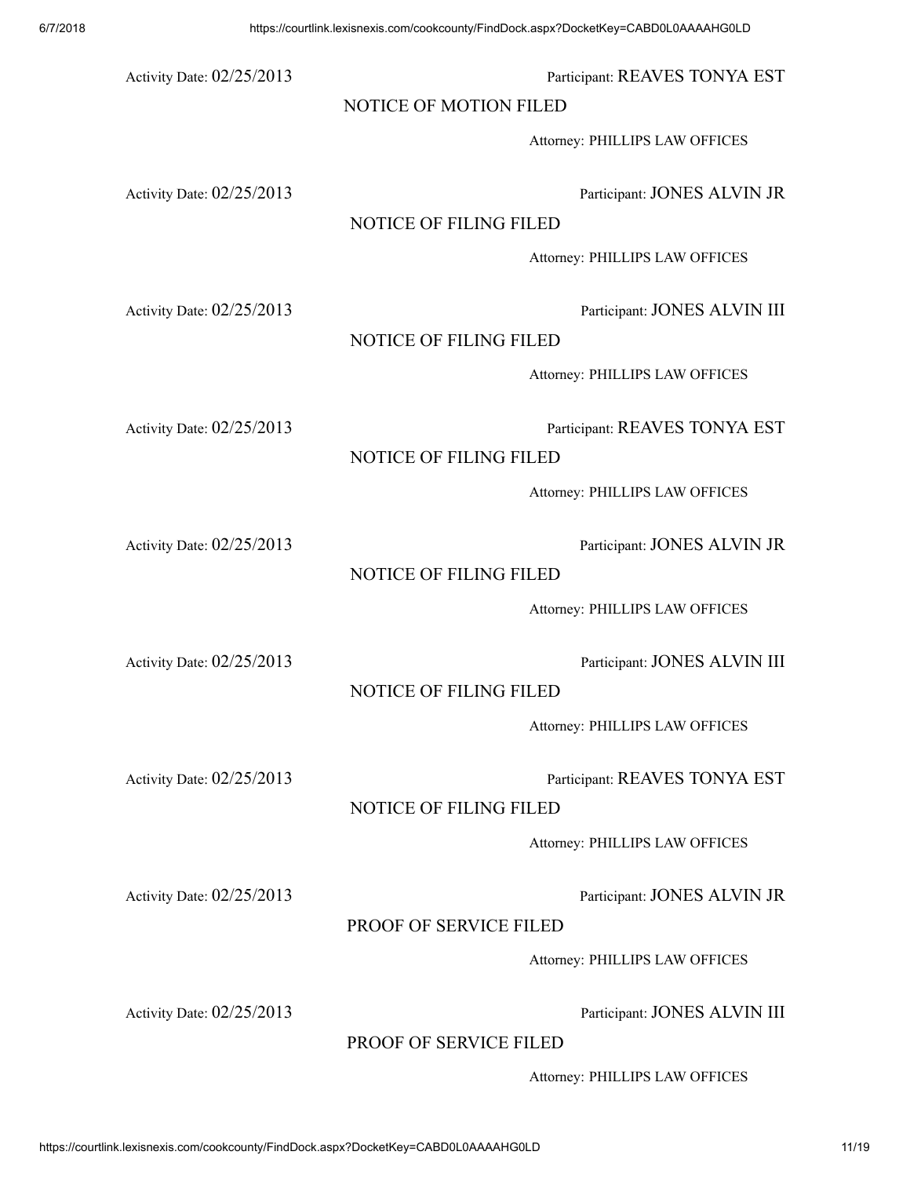Activity Date: 02/25/2013

Participant: REAVES TONYA EST

NOTICE OF MOTION FILED

Attorney: PHILLIPS LAW OFFICES

Activity Date: 02/25/2013

Participant: JONES ALVIN JR

NOTICE OF FILING FILED

Attorney: PHILLIPS LAW OFFICES

Activity Date: 02/25/2013

Participant: JONES ALVIN III

NOTICE OF FILING FILED

Attorney: PHILLIPS LAW OFFICES

Activity Date: 02/25/2013

Participant: REAVES TONYA EST

NOTICE OF FILING FILED

Attorney: PHILLIPS LAW OFFICES

Activity Date: 02/25/2013

Participant: JONES ALVIN JR

NOTICE OF FILING FILED

Attorney: PHILLIPS LAW OFFICES

Activity Date: 02/25/2013

Participant: JONES ALVIN III

NOTICE OF FILING FILED

Attorney: PHILLIPS LAW OFFICES

Activity Date: 02/25/2013

Participant: REAVES TONYA EST

NOTICE OF FILING FILED

Attorney: PHILLIPS LAW OFFICES

Activity Date: 02/25/2013

Participant: JONES ALVIN JR

PROOF OF SERVICE FILED

Attorney: PHILLIPS LAW OFFICES

Activity Date: 02/25/2013

Participant: JONES ALVIN III

PROOF OF SERVICE FILED

Attorney: PHILLIPS LAW OFFICES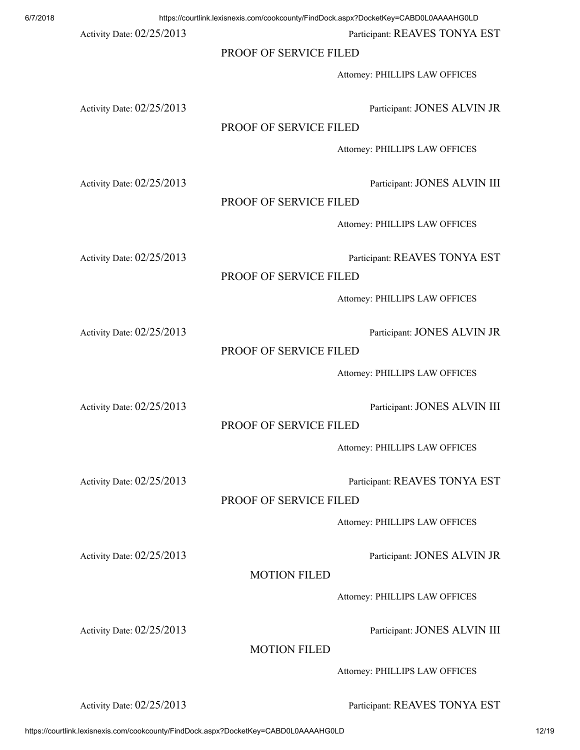Activity Date: 02/25/2013 Participant: REAVES TONYA EST

PROOF OF SERVICE FILED

Attorney: PHILLIPS LAW OFFICES

Activity Date: 02/25/2013 Participant: JONES ALVIN JR

PROOF OF SERVICE FILED

Attorney: PHILLIPS LAW OFFICES

Activity Date: 02/25/2013 Participant: JONES ALVIN III

PROOF OF SERVICE FILED

Attorney: PHILLIPS LAW OFFICES

Activity Date: 02/25/2013 Participant: REAVES TONYA EST

PROOF OF SERVICE FILED

Attorney: PHILLIPS LAW OFFICES

Activity Date: 02/25/2013 Participant: JONES ALVIN JR

PROOF OF SERVICE FILED

Attorney: PHILLIPS LAW OFFICES

Activity Date: 02/25/2013 Participant: JONES ALVIN III

PROOF OF SERVICE FILED

Attorney: PHILLIPS LAW OFFICES

Activity Date: 02/25/2013 Participant: REAVES TONYA EST

PROOF OF SERVICE FILED

Attorney: PHILLIPS LAW OFFICES

Activity Date: 02/25/2013 Participant: JONES ALVIN JR

MOTION FILED

Attorney: PHILLIPS LAW OFFICES

Activity Date: 02/25/2013 Participant: JONES ALVIN III

MOTION FILED

Attorney: PHILLIPS LAW OFFICES

Activity Date: 02/25/2013 Participant: REAVES TONYA EST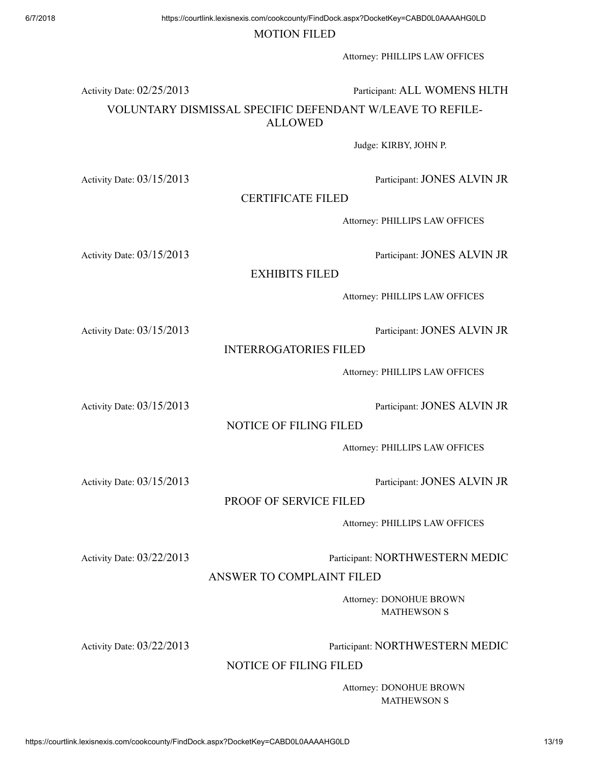MOTION FILED

Attorney: PHILLIPS LAW OFFICES

Activity Date: 02/25/2013 Participant: ALL WOMENS HLTH

VOLUNTARY DISMISSAL SPECIFIC DEFENDANT W/LEAVE TO REFILE-ALLOWED

Judge: KIRBY, JOHN P.

Activity Date: 03/15/2013 Participant: JONES ALVIN JR

CERTIFICATE FILED

Attorney: PHILLIPS LAW OFFICES

Activity Date: 03/15/2013 Participant: JONES ALVIN JR

EXHIBITS FILED

Attorney: PHILLIPS LAW OFFICES

Activity Date: 03/15/2013 Participant: JONES ALVIN JR

INTERROGATORIES FILED

Attorney: PHILLIPS LAW OFFICES

Activity Date: 03/15/2013 Participant: JONES ALVIN JR

NOTICE OF FILING FILED

Attorney: PHILLIPS LAW OFFICES

Activity Date: 03/15/2013 Participant: JONES ALVIN JR

PROOF OF SERVICE FILED

Attorney: PHILLIPS LAW OFFICES

Activity Date: 03/22/2013 Participant: NORTHWESTERN MEDIC

ANSWER TO COMPLAINT FILED

Attorney: DONOHUE BROWN MATHEWSON S

Activity Date: 03/22/2013 Participant: NORTHWESTERN MEDIC

NOTICE OF FILING FILED

Attorney: DONOHUE BROWN MATHEWSON S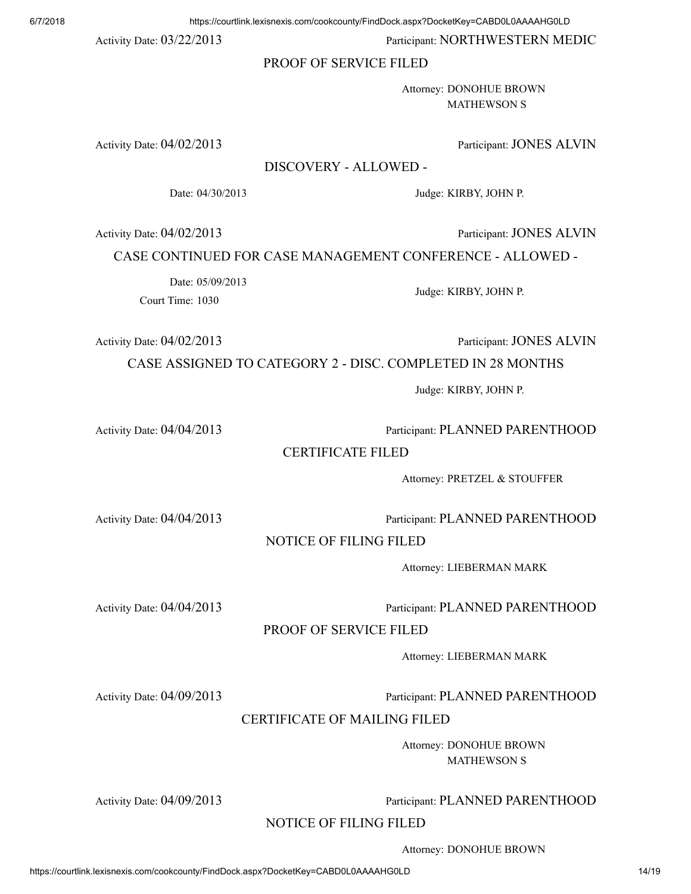Activity Date: 03/22/2013 Participant: NORTHWESTERN MEDIC

PROOF OF SERVICE FILED

Attorney: DONOHUE BROWN MATHEWSON S

Activity Date: 04/02/2013 Participant: JONES ALVIN

DISCOVERY - ALLOWED -

Date: 04/30/2013 Judge: KIRBY, JOHN P.

Activity Date: 04/02/2013 Participant: JONES ALVIN

CASE CONTINUED FOR CASE MANAGEMENT CONFERENCE - ALLOWED -

Date: 05/09/2013
Court Time: 1030 Judge: KIRBY, JOHN P.

Activity Date: 04/02/2013 Participant: JONES ALVIN

CASE ASSIGNED TO CATEGORY 2 - DISC. COMPLETED IN 28 MONTHS

Judge: KIRBY, JOHN P.

Activity Date: 04/04/2013 Participant: PLANNED PARENTHOOD

CERTIFICATE FILED

Attorney: PRETZEL & STOUFFER

Activity Date: 04/04/2013 Participant: PLANNED PARENTHOOD

NOTICE OF FILING FILED

Attorney: LIEBERMAN MARK

Activity Date: 04/04/2013 Participant: PLANNED PARENTHOOD

PROOF OF SERVICE FILED

Attorney: LIEBERMAN MARK

Activity Date: 04/09/2013 Participant: PLANNED PARENTHOOD

CERTIFICATE OF MAILING FILED

Attorney: DONOHUE BROWN MATHEWSON S

Activity Date: 04/09/2013 Participant: PLANNED PARENTHOOD

NOTICE OF FILING FILED

Attorney: DONOHUE BROWN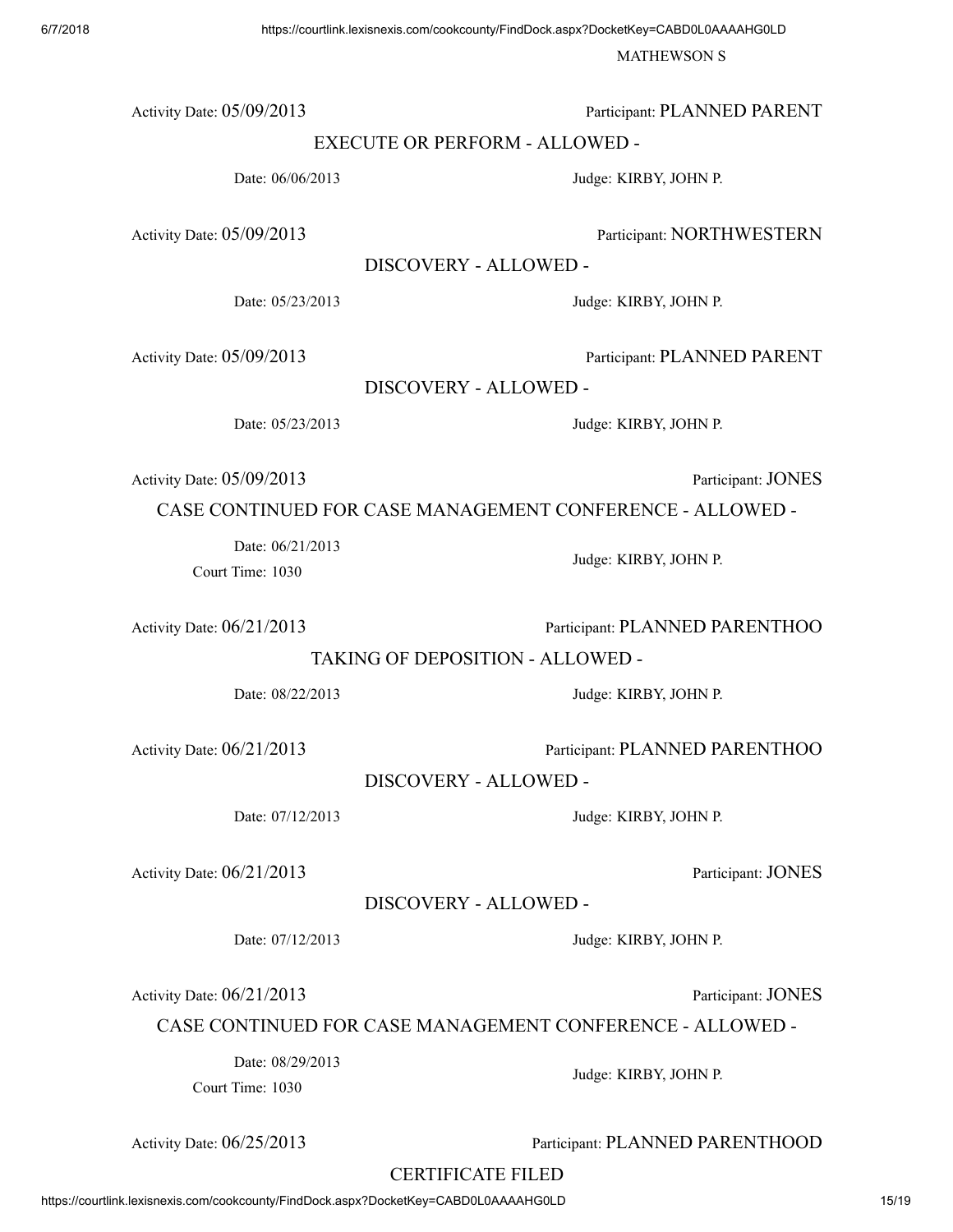MATHEWSON S

Activity Date: 05/09/2013 Participant: PLANNED PARENT

EXECUTE OR PERFORM - ALLOWED -

Date: 06/06/2013 Judge: KIRBY, JOHN P.

Activity Date: 05/09/2013 Participant: NORTHWESTERN

DISCOVERY - ALLOWED -

Date: 05/23/2013 Judge: KIRBY, JOHN P.

Activity Date: 05/09/2013 Participant: PLANNED PARENT

DISCOVERY - ALLOWED -

Date: 05/23/2013 Judge: KIRBY, JOHN P.

Activity Date: 05/09/2013 Participant: JONES

CASE CONTINUED FOR CASE MANAGEMENT CONFERENCE - ALLOWED -

Date: 06/21/2013
Court Time: 1030
Judge: KIRBY, JOHN P.

Activity Date: 06/21/2013 Participant: PLANNED PARENTHOO

TAKING OF DEPOSITION - ALLOWED -

Date: 08/22/2013 Judge: KIRBY, JOHN P.

Activity Date: 06/21/2013 Participant: PLANNED PARENTHOO

DISCOVERY - ALLOWED -

Date: 07/12/2013 Judge: KIRBY, JOHN P.

Activity Date: 06/21/2013 Participant: JONES

DISCOVERY - ALLOWED -

Date: 07/12/2013 Judge: KIRBY, JOHN P.

Activity Date: 06/21/2013 Participant: JONES

CASE CONTINUED FOR CASE MANAGEMENT CONFERENCE - ALLOWED -

Date: 08/29/2013
Court Time: 1030
Judge: KIRBY, JOHN P.

Activity Date: 06/25/2013 Participant: PLANNED PARENTHOOD

CERTIFICATE FILED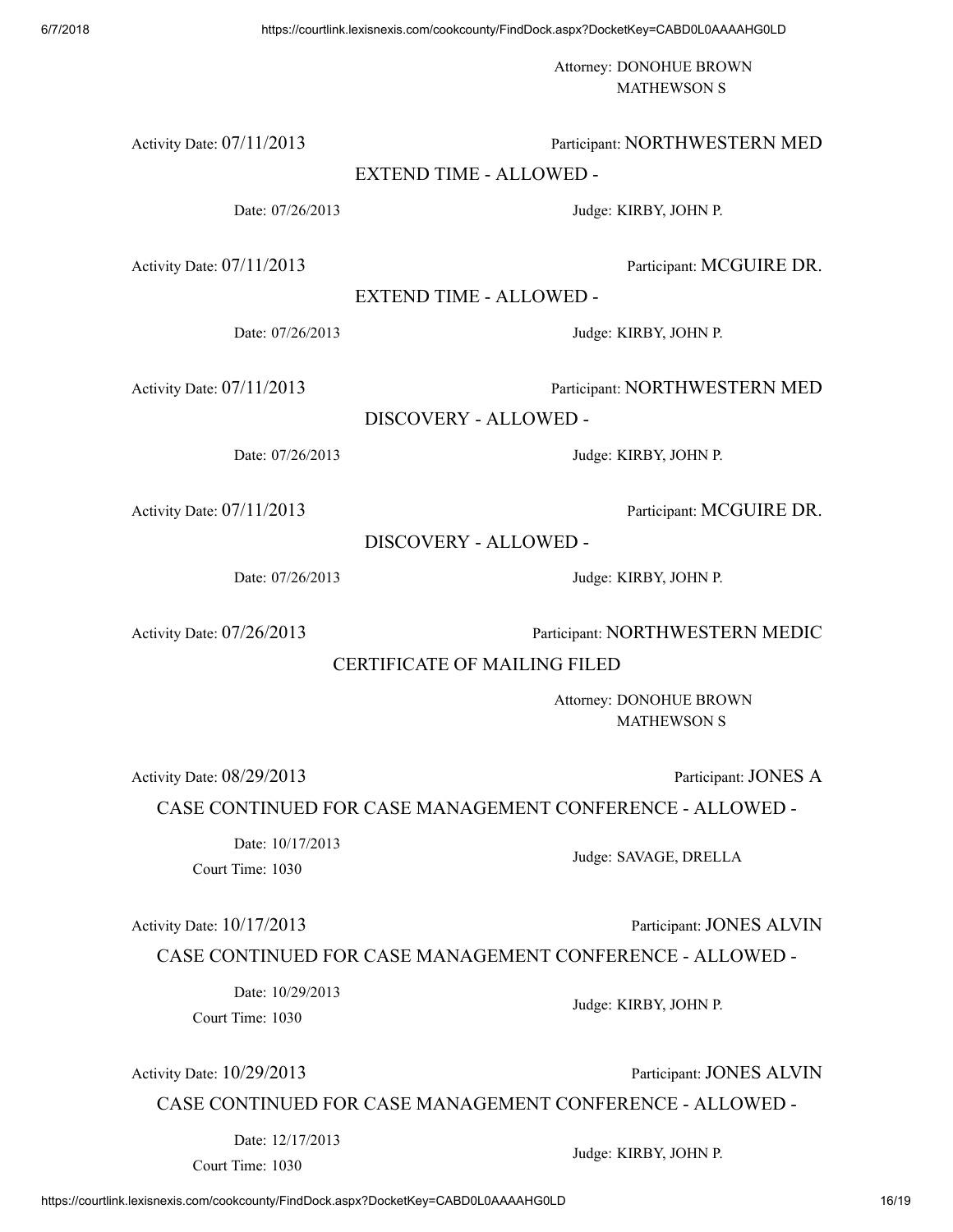Attorney: DONOHUE BROWN MATHEWSON S

Activity Date: 07/11/2013 — Participant: NORTHWESTERN MED

EXTEND TIME - ALLOWED -

Date: 07/26/2013 — Judge: KIRBY, JOHN P.

Activity Date: 07/11/2013 — Participant: MCGUIRE DR.

EXTEND TIME - ALLOWED -

Date: 07/26/2013 — Judge: KIRBY, JOHN P.

Activity Date: 07/11/2013 — Participant: NORTHWESTERN MED

DISCOVERY - ALLOWED -

Date: 07/26/2013 — Judge: KIRBY, JOHN P.

Activity Date: 07/11/2013 — Participant: MCGUIRE DR.

DISCOVERY - ALLOWED -

Date: 07/26/2013 — Judge: KIRBY, JOHN P.

Activity Date: 07/26/2013 — Participant: NORTHWESTERN MEDIC

CERTIFICATE OF MAILING FILED

Attorney: DONOHUE BROWN MATHEWSON S

Activity Date: 08/29/2013 — Participant: JONES A

CASE CONTINUED FOR CASE MANAGEMENT CONFERENCE - ALLOWED -

Date: 10/17/2013
Court Time: 1030 — Judge: SAVAGE, DRELLA

Activity Date: 10/17/2013 — Participant: JONES ALVIN

CASE CONTINUED FOR CASE MANAGEMENT CONFERENCE - ALLOWED -

Date: 10/29/2013
Court Time: 1030 — Judge: KIRBY, JOHN P.

Activity Date: 10/29/2013 — Participant: JONES ALVIN

CASE CONTINUED FOR CASE MANAGEMENT CONFERENCE - ALLOWED -

Date: 12/17/2013
Court Time: 1030 — Judge: KIRBY, JOHN P.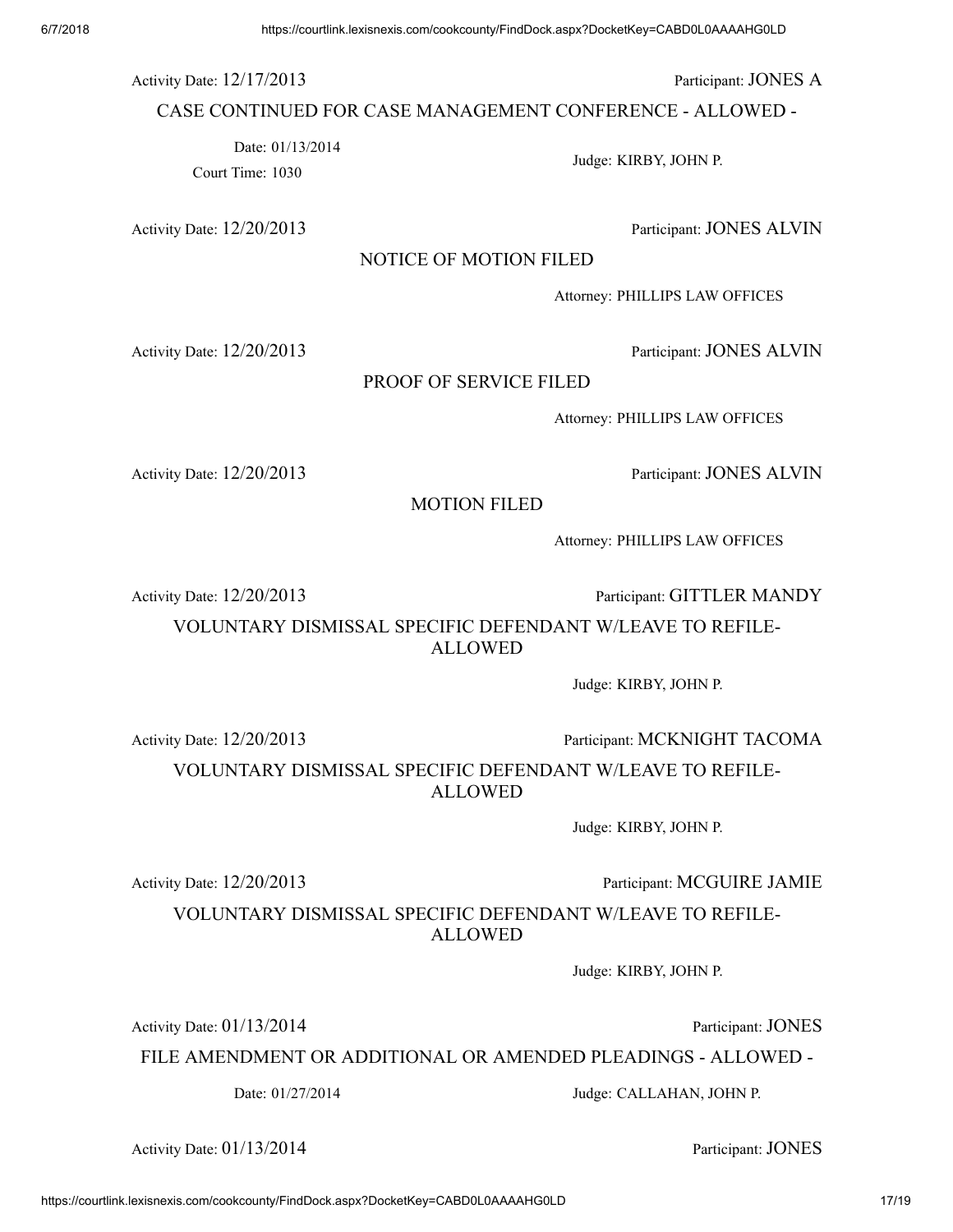Activity Date: 12/17/2013 Participant: JONES A

CASE CONTINUED FOR CASE MANAGEMENT CONFERENCE - ALLOWED -

Date: 01/13/2014
Court Time: 1030
Judge: KIRBY, JOHN P.

Activity Date: 12/20/2013 Participant: JONES ALVIN

NOTICE OF MOTION FILED

Attorney: PHILLIPS LAW OFFICES

Activity Date: 12/20/2013 Participant: JONES ALVIN

PROOF OF SERVICE FILED

Attorney: PHILLIPS LAW OFFICES

Activity Date: 12/20/2013 Participant: JONES ALVIN

MOTION FILED

Attorney: PHILLIPS LAW OFFICES

Activity Date: 12/20/2013 Participant: GITTLER MANDY

VOLUNTARY DISMISSAL SPECIFIC DEFENDANT W/LEAVE TO REFILE-ALLOWED

Judge: KIRBY, JOHN P.

Activity Date: 12/20/2013 Participant: MCKNIGHT TACOMA

VOLUNTARY DISMISSAL SPECIFIC DEFENDANT W/LEAVE TO REFILE-ALLOWED

Judge: KIRBY, JOHN P.

Activity Date: 12/20/2013 Participant: MCGUIRE JAMIE

VOLUNTARY DISMISSAL SPECIFIC DEFENDANT W/LEAVE TO REFILE-ALLOWED

Judge: KIRBY, JOHN P.

Activity Date: 01/13/2014 Participant: JONES

FILE AMENDMENT OR ADDITIONAL OR AMENDED PLEADINGS - ALLOWED -

Date: 01/27/2014 Judge: CALLAHAN, JOHN P.

Activity Date: 01/13/2014 Participant: JONES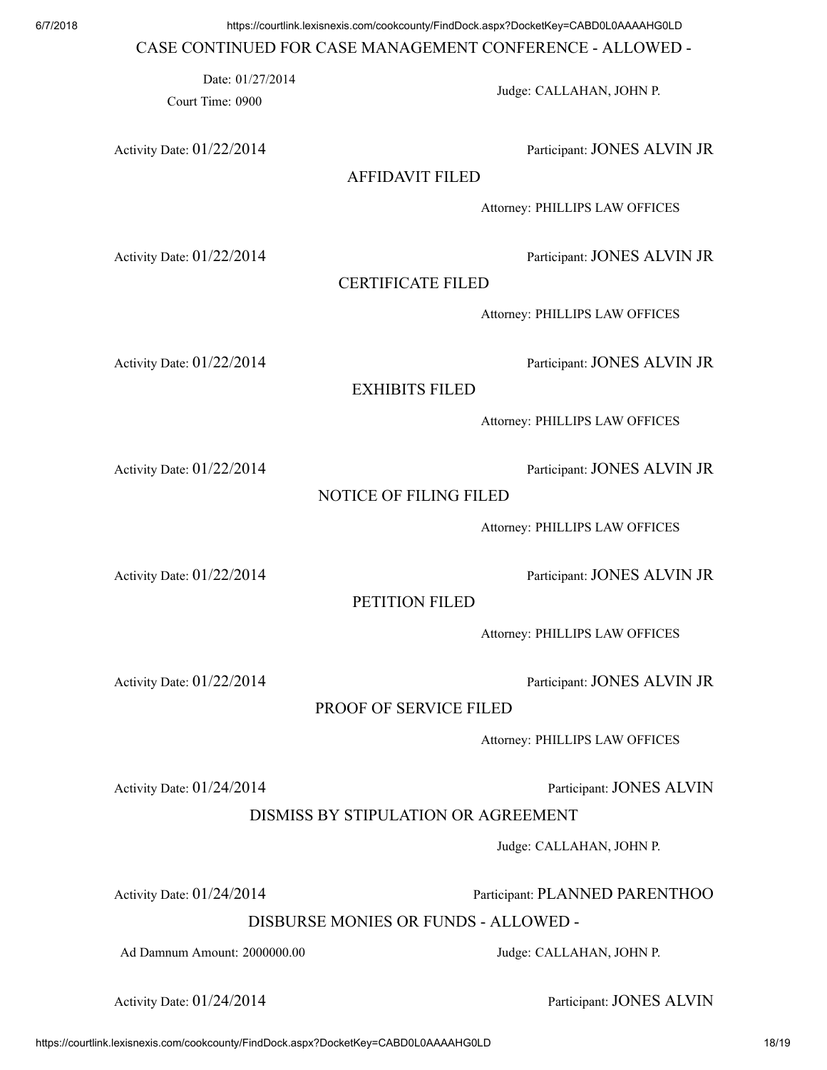CASE CONTINUED FOR CASE MANAGEMENT CONFERENCE - ALLOWED -

Date: 01/27/2014
Court Time: 0900
Judge: CALLAHAN, JOHN P.

Activity Date: 01/22/2014
Participant: JONES ALVIN JR

AFFIDAVIT FILED

Attorney: PHILLIPS LAW OFFICES

Activity Date: 01/22/2014
Participant: JONES ALVIN JR

CERTIFICATE FILED

Attorney: PHILLIPS LAW OFFICES

Activity Date: 01/22/2014
Participant: JONES ALVIN JR

EXHIBITS FILED

Attorney: PHILLIPS LAW OFFICES

Activity Date: 01/22/2014
Participant: JONES ALVIN JR

NOTICE OF FILING FILED

Attorney: PHILLIPS LAW OFFICES

Activity Date: 01/22/2014
Participant: JONES ALVIN JR

PETITION FILED

Attorney: PHILLIPS LAW OFFICES

Activity Date: 01/22/2014
Participant: JONES ALVIN JR

PROOF OF SERVICE FILED

Attorney: PHILLIPS LAW OFFICES

Activity Date: 01/24/2014
Participant: JONES ALVIN

DISMISS BY STIPULATION OR AGREEMENT

Judge: CALLAHAN, JOHN P.

Activity Date: 01/24/2014
Participant: PLANNED PARENTHOO

DISBURSE MONIES OR FUNDS - ALLOWED -

Ad Damnum Amount: 2000000.00
Judge: CALLAHAN, JOHN P.

Activity Date: 01/24/2014
Participant: JONES ALVIN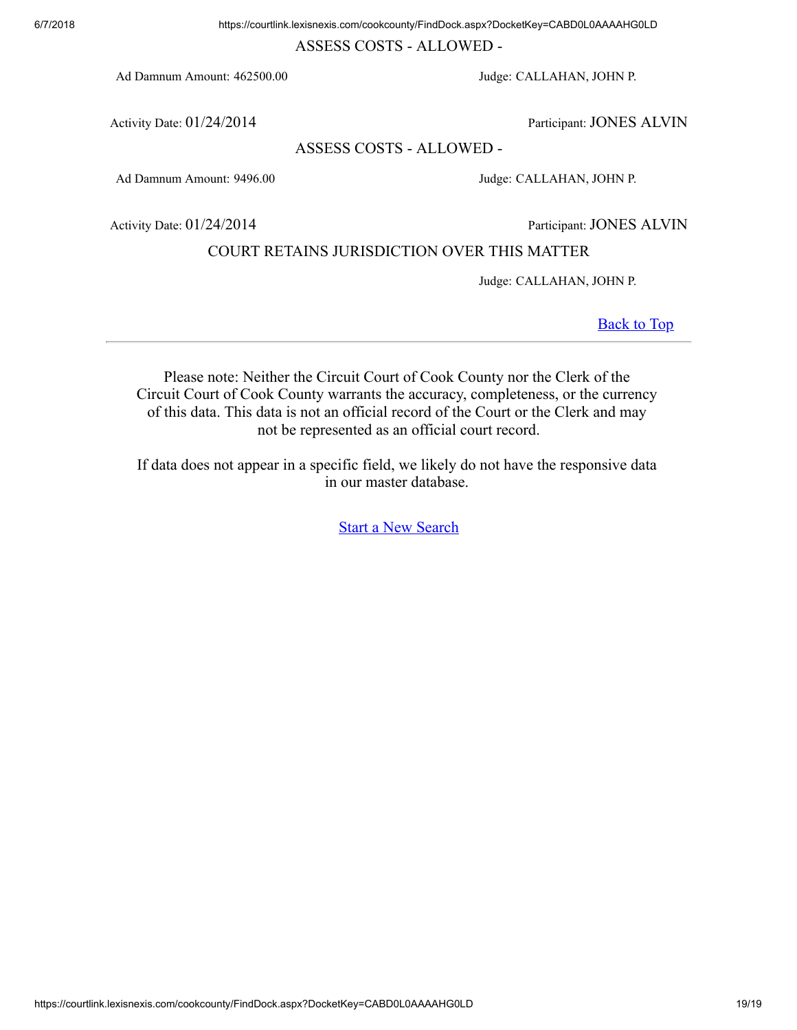ASSESS COSTS - ALLOWED -

Ad Damnum Amount: 462500.00 Judge: CALLAHAN, JOHN P.

Activity Date: 01/24/2014 Participant: JONES ALVIN

ASSESS COSTS - ALLOWED -

Ad Damnum Amount: 9496.00 Judge: CALLAHAN, JOHN P.

Activity Date: 01/24/2014 Participant: JONES ALVIN

COURT RETAINS JURISDICTION OVER THIS MATTER

Judge: CALLAHAN, JOHN P.

Back to Top

---

Please note: Neither the Circuit Court of Cook County nor the Clerk of the Circuit Court of Cook County warrants the accuracy, completeness, or the currency of this data. This data is not an official record of the Court or the Clerk and may not be represented as an official court record.

If data does not appear in a specific field, we likely do not have the responsive data in our master database.

Start a New Search